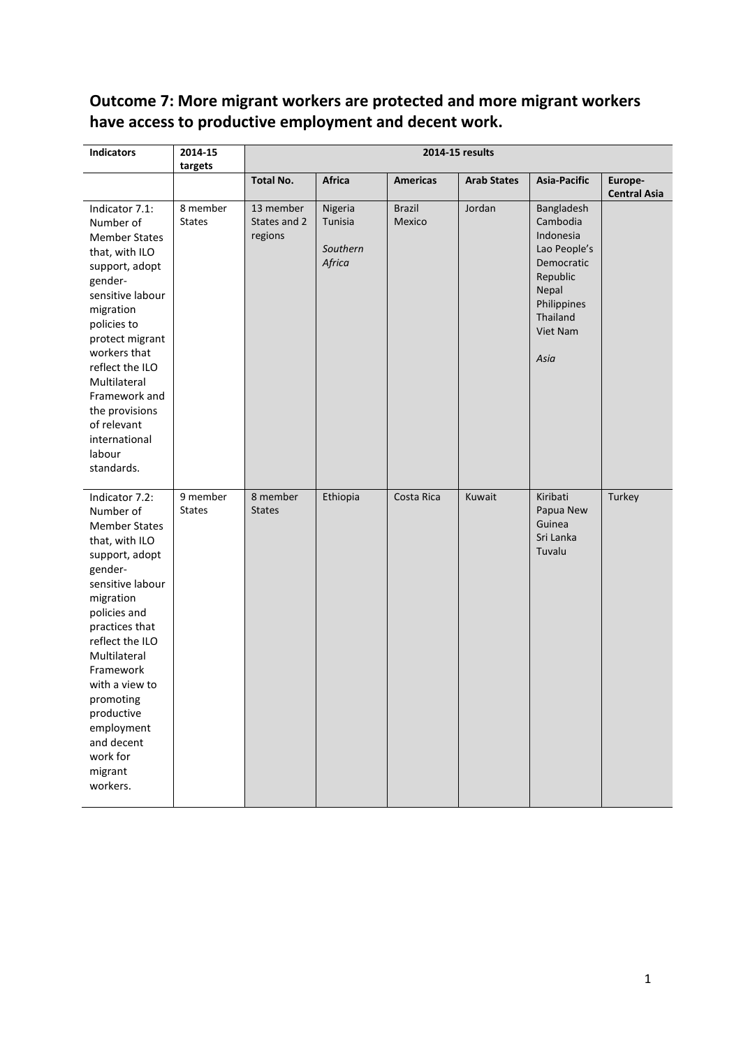## Outcome 7: More migrant workers are protected and more migrant workers have access to productive employment and decent work.

| Indicators | 2014-15 targets | 2014-15 results | | | | | |
|---|---|---|---|---|---|---|---|
| | | Total No. | Africa | Americas | Arab States | Asia-Pacific | Europe-Central Asia |
| Indicator 7.1: Number of Member States that, with ILO support, adopt gender-sensitive labour migration policies to protect migrant workers that reflect the ILO Multilateral Framework and the provisions of relevant international labour standards. | 8 member States | 13 member States and 2 regions | Nigeria<br>Tunisia<br><br>*Southern Africa* | Brazil<br>Mexico | Jordan | Bangladesh<br>Cambodia<br>Indonesia<br>Lao People's Democratic Republic<br>Nepal<br>Philippines<br>Thailand<br>Viet Nam<br><br>*Asia* | |
| Indicator 7.2: Number of Member States that, with ILO support, adopt gender-sensitive labour migration policies and practices that reflect the ILO Multilateral Framework with a view to promoting productive employment and decent work for migrant workers. | 9 member States | 8 member States | Ethiopia | Costa Rica | Kuwait | Kiribati<br>Papua New Guinea<br>Sri Lanka<br>Tuvalu | Turkey |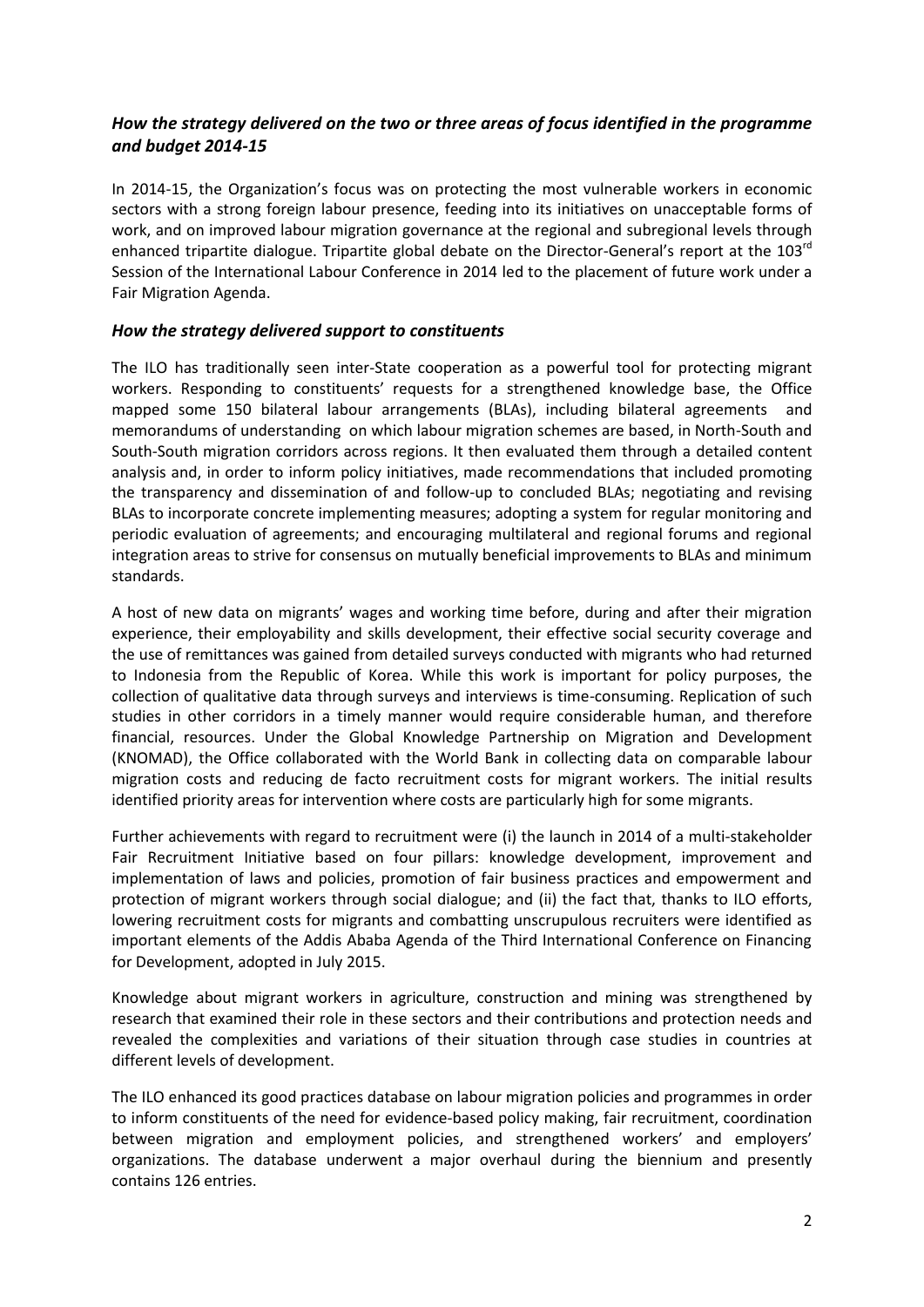### *How the strategy delivered on the two or three areas of focus identified in the programme and budget 2014-15*

In 2014-15, the Organization's focus was on protecting the most vulnerable workers in economic sectors with a strong foreign labour presence, feeding into its initiatives on unacceptable forms of work, and on improved labour migration governance at the regional and subregional levels through enhanced tripartite dialogue. Tripartite global debate on the Director-General's report at the 103rd Session of the International Labour Conference in 2014 led to the placement of future work under a Fair Migration Agenda.

### *How the strategy delivered support to constituents*

The ILO has traditionally seen inter-State cooperation as a powerful tool for protecting migrant workers. Responding to constituents' requests for a strengthened knowledge base, the Office mapped some 150 bilateral labour arrangements (BLAs), including bilateral agreements and memorandums of understanding on which labour migration schemes are based, in North-South and South-South migration corridors across regions. It then evaluated them through a detailed content analysis and, in order to inform policy initiatives, made recommendations that included promoting the transparency and dissemination of and follow-up to concluded BLAs; negotiating and revising BLAs to incorporate concrete implementing measures; adopting a system for regular monitoring and periodic evaluation of agreements; and encouraging multilateral and regional forums and regional integration areas to strive for consensus on mutually beneficial improvements to BLAs and minimum standards.

A host of new data on migrants' wages and working time before, during and after their migration experience, their employability and skills development, their effective social security coverage and the use of remittances was gained from detailed surveys conducted with migrants who had returned to Indonesia from the Republic of Korea. While this work is important for policy purposes, the collection of qualitative data through surveys and interviews is time-consuming. Replication of such studies in other corridors in a timely manner would require considerable human, and therefore financial, resources. Under the Global Knowledge Partnership on Migration and Development (KNOMAD), the Office collaborated with the World Bank in collecting data on comparable labour migration costs and reducing de facto recruitment costs for migrant workers. The initial results identified priority areas for intervention where costs are particularly high for some migrants.

Further achievements with regard to recruitment were (i) the launch in 2014 of a multi-stakeholder Fair Recruitment Initiative based on four pillars: knowledge development, improvement and implementation of laws and policies, promotion of fair business practices and empowerment and protection of migrant workers through social dialogue; and (ii) the fact that, thanks to ILO efforts, lowering recruitment costs for migrants and combatting unscrupulous recruiters were identified as important elements of the Addis Ababa Agenda of the Third International Conference on Financing for Development, adopted in July 2015.

Knowledge about migrant workers in agriculture, construction and mining was strengthened by research that examined their role in these sectors and their contributions and protection needs and revealed the complexities and variations of their situation through case studies in countries at different levels of development.

The ILO enhanced its good practices database on labour migration policies and programmes in order to inform constituents of the need for evidence-based policy making, fair recruitment, coordination between migration and employment policies, and strengthened workers' and employers' organizations. The database underwent a major overhaul during the biennium and presently contains 126 entries.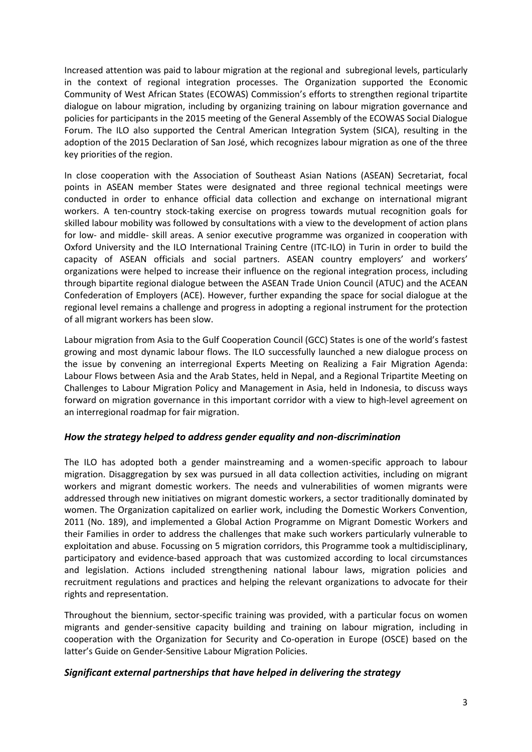Increased attention was paid to labour migration at the regional and subregional levels, particularly in the context of regional integration processes. The Organization supported the Economic Community of West African States (ECOWAS) Commission's efforts to strengthen regional tripartite dialogue on labour migration, including by organizing training on labour migration governance and policies for participants in the 2015 meeting of the General Assembly of the ECOWAS Social Dialogue Forum. The ILO also supported the Central American Integration System (SICA), resulting in the adoption of the 2015 Declaration of San José, which recognizes labour migration as one of the three key priorities of the region.

In close cooperation with the Association of Southeast Asian Nations (ASEAN) Secretariat, focal points in ASEAN member States were designated and three regional technical meetings were conducted in order to enhance official data collection and exchange on international migrant workers. A ten-country stock-taking exercise on progress towards mutual recognition goals for skilled labour mobility was followed by consultations with a view to the development of action plans for low- and middle- skill areas. A senior executive programme was organized in cooperation with Oxford University and the ILO International Training Centre (ITC-ILO) in Turin in order to build the capacity of ASEAN officials and social partners. ASEAN country employers' and workers' organizations were helped to increase their influence on the regional integration process, including through bipartite regional dialogue between the ASEAN Trade Union Council (ATUC) and the ACEAN Confederation of Employers (ACE). However, further expanding the space for social dialogue at the regional level remains a challenge and progress in adopting a regional instrument for the protection of all migrant workers has been slow.

Labour migration from Asia to the Gulf Cooperation Council (GCC) States is one of the world's fastest growing and most dynamic labour flows. The ILO successfully launched a new dialogue process on the issue by convening an interregional Experts Meeting on Realizing a Fair Migration Agenda: Labour Flows between Asia and the Arab States, held in Nepal, and a Regional Tripartite Meeting on Challenges to Labour Migration Policy and Management in Asia, held in Indonesia, to discuss ways forward on migration governance in this important corridor with a view to high-level agreement on an interregional roadmap for fair migration.

### *How the strategy helped to address gender equality and non-discrimination*

The ILO has adopted both a gender mainstreaming and a women-specific approach to labour migration. Disaggregation by sex was pursued in all data collection activities, including on migrant workers and migrant domestic workers. The needs and vulnerabilities of women migrants were addressed through new initiatives on migrant domestic workers, a sector traditionally dominated by women. The Organization capitalized on earlier work, including the Domestic Workers Convention, 2011 (No. 189), and implemented a Global Action Programme on Migrant Domestic Workers and their Families in order to address the challenges that make such workers particularly vulnerable to exploitation and abuse. Focussing on 5 migration corridors, this Programme took a multidisciplinary, participatory and evidence-based approach that was customized according to local circumstances and legislation. Actions included strengthening national labour laws, migration policies and recruitment regulations and practices and helping the relevant organizations to advocate for their rights and representation.

Throughout the biennium, sector-specific training was provided, with a particular focus on women migrants and gender-sensitive capacity building and training on labour migration, including in cooperation with the Organization for Security and Co-operation in Europe (OSCE) based on the latter's Guide on Gender-Sensitive Labour Migration Policies.

### *Significant external partnerships that have helped in delivering the strategy*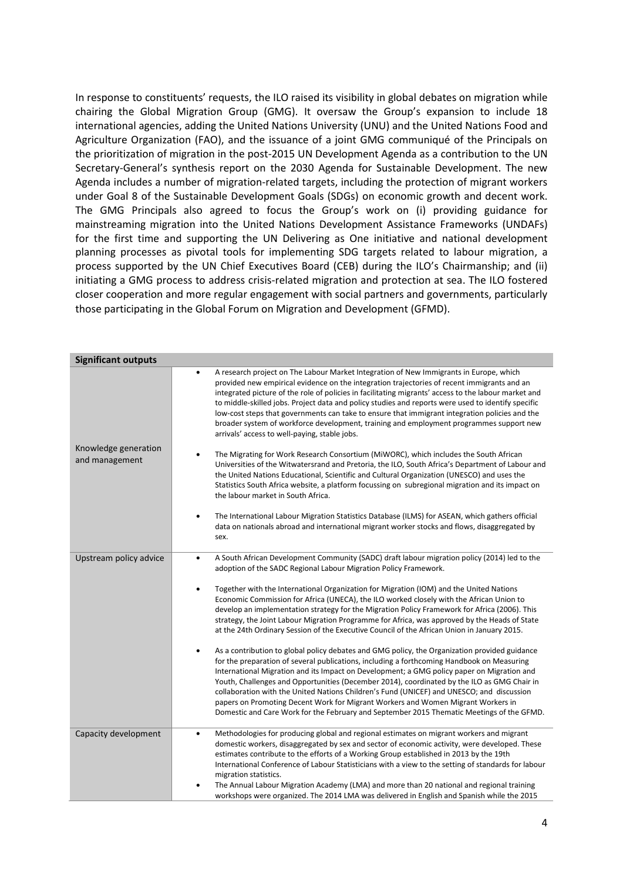In response to constituents' requests, the ILO raised its visibility in global debates on migration while chairing the Global Migration Group (GMG). It oversaw the Group's expansion to include 18 international agencies, adding the United Nations University (UNU) and the United Nations Food and Agriculture Organization (FAO), and the issuance of a joint GMG communiqué of the Principals on the prioritization of migration in the post-2015 UN Development Agenda as a contribution to the UN Secretary-General's synthesis report on the 2030 Agenda for Sustainable Development. The new Agenda includes a number of migration-related targets, including the protection of migrant workers under Goal 8 of the Sustainable Development Goals (SDGs) on economic growth and decent work. The GMG Principals also agreed to focus the Group's work on (i) providing guidance for mainstreaming migration into the United Nations Development Assistance Frameworks (UNDAFs) for the first time and supporting the UN Delivering as One initiative and national development planning processes as pivotal tools for implementing SDG targets related to labour migration, a process supported by the UN Chief Executives Board (CEB) during the ILO's Chairmanship; and (ii) initiating a GMG process to address crisis-related migration and protection at sea. The ILO fostered closer cooperation and more regular engagement with social partners and governments, particularly those participating in the Global Forum on Migration and Development (GFMD).

| **Significant outputs** | |
|---|---|
| Knowledge generation and management | • A research project on The Labour Market Integration of New Immigrants in Europe, which provided new empirical evidence on the integration trajectories of recent immigrants and an integrated picture of the role of policies in facilitating migrants' access to the labour market and to middle-skilled jobs. Project data and policy studies and reports were used to identify specific low-cost steps that governments can take to ensure that immigrant integration policies and the broader system of workforce development, training and employment programmes support new arrivals' access to well-paying, stable jobs.<br>• The Migrating for Work Research Consortium (MiWORC), which includes the South African Universities of the Witwatersrand and Pretoria, the ILO, South Africa's Department of Labour and the United Nations Educational, Scientific and Cultural Organization (UNESCO) and uses the Statistics South Africa website, a platform focussing on subregional migration and its impact on the labour market in South Africa.<br>• The International Labour Migration Statistics Database (ILMS) for ASEAN, which gathers official data on nationals abroad and international migrant worker stocks and flows, disaggregated by sex. |
| Upstream policy advice | • A South African Development Community (SADC) draft labour migration policy (2014) led to the adoption of the SADC Regional Labour Migration Policy Framework.<br>• Together with the International Organization for Migration (IOM) and the United Nations Economic Commission for Africa (UNECA), the ILO worked closely with the African Union to develop an implementation strategy for the Migration Policy Framework for Africa (2006). This strategy, the Joint Labour Migration Programme for Africa, was approved by the Heads of State at the 24th Ordinary Session of the Executive Council of the African Union in January 2015.<br>• As a contribution to global policy debates and GMG policy, the Organization provided guidance for the preparation of several publications, including a forthcoming Handbook on Measuring International Migration and its Impact on Development; a GMG policy paper on Migration and Youth, Challenges and Opportunities (December 2014), coordinated by the ILO as GMG Chair in collaboration with the United Nations Children's Fund (UNICEF) and UNESCO; and discussion papers on Promoting Decent Work for Migrant Workers and Women Migrant Workers in Domestic and Care Work for the February and September 2015 Thematic Meetings of the GFMD. |
| Capacity development | • Methodologies for producing global and regional estimates on migrant workers and migrant domestic workers, disaggregated by sex and sector of economic activity, were developed. These estimates contribute to the efforts of a Working Group established in 2013 by the 19th International Conference of Labour Statisticians with a view to the setting of standards for labour migration statistics.<br>• The Annual Labour Migration Academy (LMA) and more than 20 national and regional training workshops were organized. The 2014 LMA was delivered in English and Spanish while the 2015 |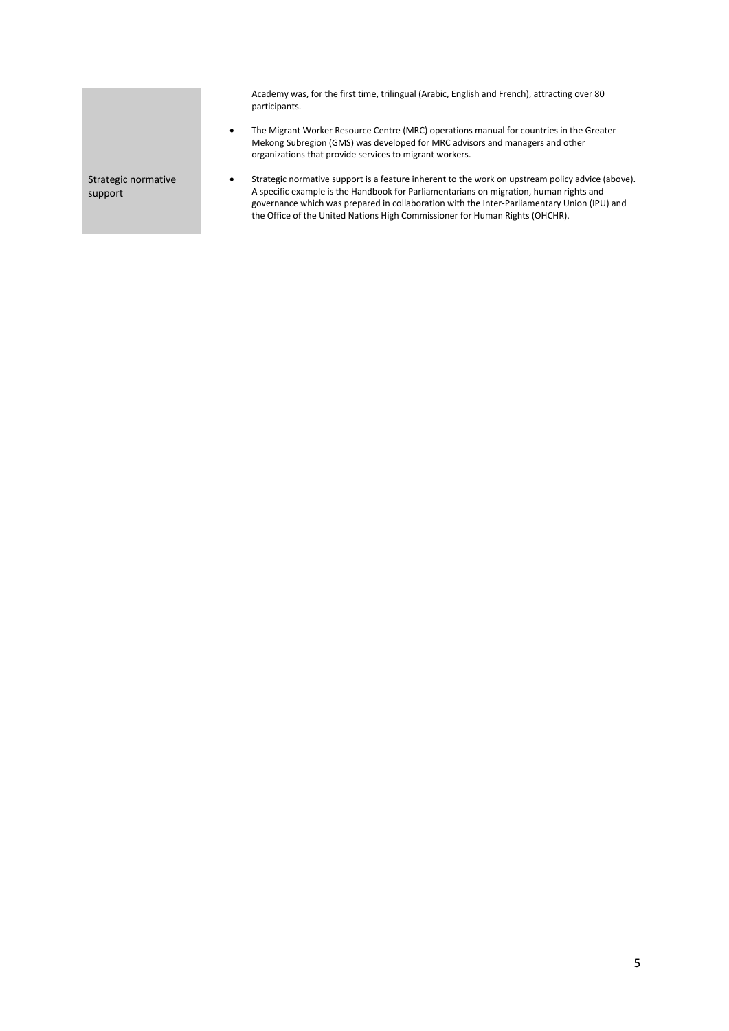| | |
|---|---|
| | Academy was, for the first time, trilingual (Arabic, English and French), attracting over 80 participants.<br><br>• The Migrant Worker Resource Centre (MRC) operations manual for countries in the Greater Mekong Subregion (GMS) was developed for MRC advisors and managers and other organizations that provide services to migrant workers. |
| Strategic normative support | • Strategic normative support is a feature inherent to the work on upstream policy advice (above). A specific example is the Handbook for Parliamentarians on migration, human rights and governance which was prepared in collaboration with the Inter-Parliamentary Union (IPU) and the Office of the United Nations High Commissioner for Human Rights (OHCHR). |